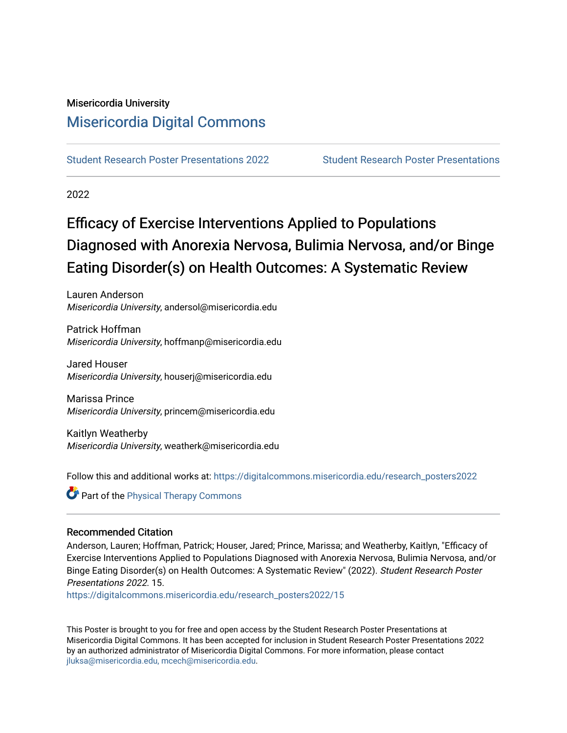Misericordia University

# Misericordia Digital Commons

Student Research Poster Presentations 2022 | Student Research Poster Presentations

2022

# Efficacy of Exercise Interventions Applied to Populations Diagnosed with Anorexia Nervosa, Bulimia Nervosa, and/or Binge Eating Disorder(s) on Health Outcomes: A Systematic Review

Lauren Anderson
*Misericordia University*, andersol@misericordia.edu

Patrick Hoffman
*Misericordia University*, hoffmanp@misericordia.edu

Jared Houser
*Misericordia University*, houserj@misericordia.edu

Marissa Prince
*Misericordia University*, princem@misericordia.edu

Kaitlyn Weatherby
*Misericordia University*, weatherk@misericordia.edu

Follow this and additional works at: https://digitalcommons.misericordia.edu/research_posters2022

Part of the Physical Therapy Commons

## Recommended Citation

Anderson, Lauren; Hoffman, Patrick; Houser, Jared; Prince, Marissa; and Weatherby, Kaitlyn, "Efficacy of Exercise Interventions Applied to Populations Diagnosed with Anorexia Nervosa, Bulimia Nervosa, and/or Binge Eating Disorder(s) on Health Outcomes: A Systematic Review" (2022). *Student Research Poster Presentations 2022*. 15.
https://digitalcommons.misericordia.edu/research_posters2022/15

This Poster is brought to you for free and open access by the Student Research Poster Presentations at Misericordia Digital Commons. It has been accepted for inclusion in Student Research Poster Presentations 2022 by an authorized administrator of Misericordia Digital Commons. For more information, please contact jluksa@misericordia.edu, mcech@misericordia.edu.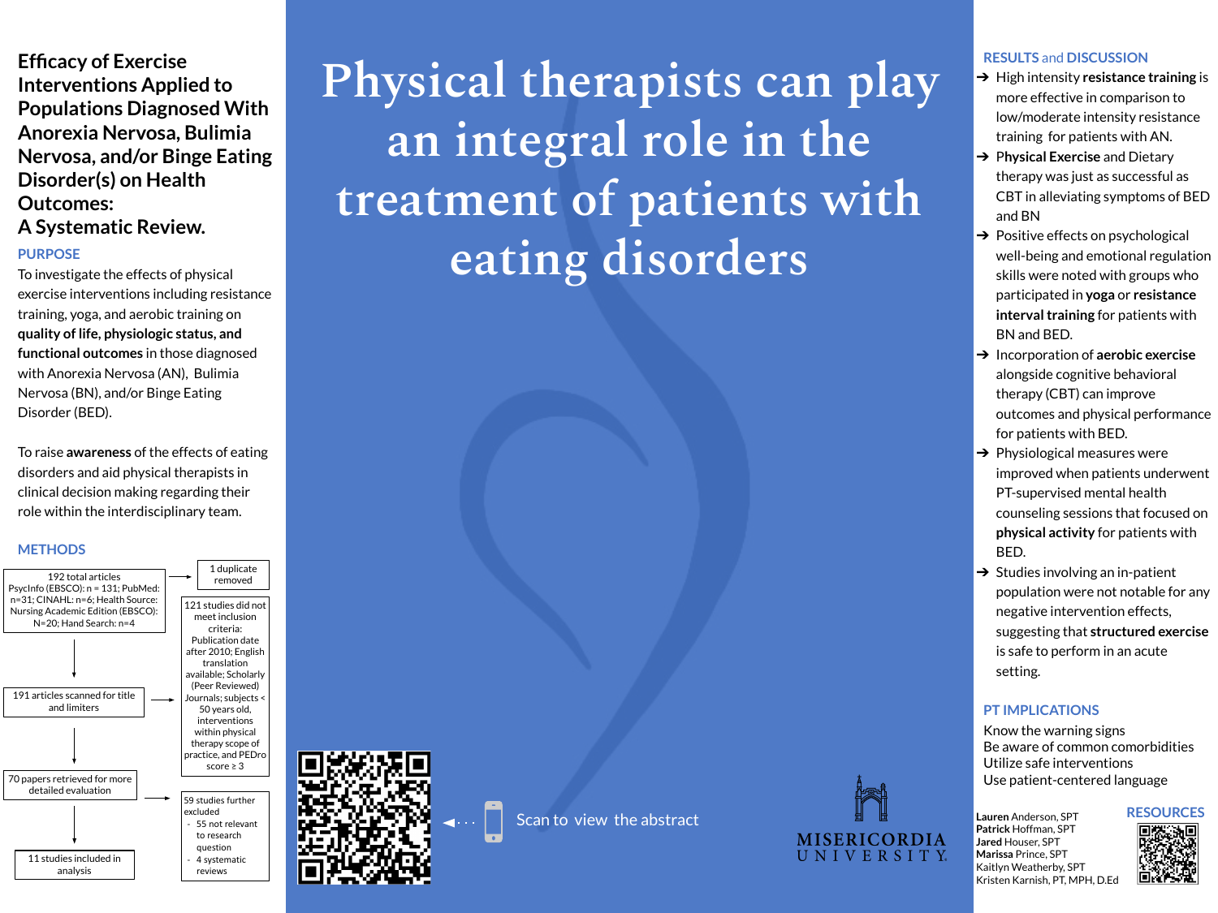# Efficacy of Exercise Interventions Applied to Populations Diagnosed With Anorexia Nervosa, Bulimia Nervosa, and/or Binge Eating Disorder(s) on Health Outcomes: A Systematic Review.

## PURPOSE

To investigate the effects of physical exercise interventions including resistance training, yoga, and aerobic training on **quality of life, physiologic status, and functional outcomes** in those diagnosed with Anorexia Nervosa (AN), Bulimia Nervosa (BN), and/or Binge Eating Disorder (BED).

To raise **awareness** of the effects of eating disorders and aid physical therapists in clinical decision making regarding their role within the interdisciplinary team.

## METHODS

192 total articles PsycInfo (EBSCO): n = 131; PubMed: n=31; CINAHL: n=6; Health Source: Nursing Academic Edition (EBSCO): N=20; Hand Search: n=4

→ 1 duplicate removed

191 articles scanned for title and limiters

→ 121 studies did not meet inclusion criteria: Publication date after 2010; English translation available; Scholarly (Peer Reviewed) Journals; subjects < 50 years old, interventions within physical therapy scope of practice, and PEDro score ≥ 3

70 papers retrieved for more detailed evaluation

→ 59 studies further excluded
- 55 not relevant to research question
- 4 systematic reviews

11 studies included in analysis

# Physical therapists can play an integral role in the treatment of patients with eating disorders

Scan to view the abstract

MISERICORDIA UNIVERSITY

## RESULTS and DISCUSSION

- High intensity **resistance training** is more effective in comparison to low/moderate intensity resistance training for patients with AN.
- **Physical Exercise** and Dietary therapy was just as successful as CBT in alleviating symptoms of BED and BN
- Positive effects on psychological well-being and emotional regulation skills were noted with groups who participated in **yoga** or **resistance interval training** for patients with BN and BED.
- Incorporation of **aerobic exercise** alongside cognitive behavioral therapy (CBT) can improve outcomes and physical performance for patients with BED.
- Physiological measures were improved when patients underwent PT-supervised mental health counseling sessions that focused on **physical activity** for patients with BED.
- Studies involving an in-patient population were not notable for any negative intervention effects, suggesting that **structured exercise** is safe to perform in an acute setting.

## PT IMPLICATIONS

Know the warning signs
Be aware of common comorbidities
Utilize safe interventions
Use patient-centered language

**Lauren** Anderson, SPT
**Patrick** Hoffman, SPT
**Jared** Houser, SPT
**Marissa** Prince, SPT
Kaitlyn Weatherby, SPT
Kristen Karnish, PT, MPH, D.Ed

## RESOURCES